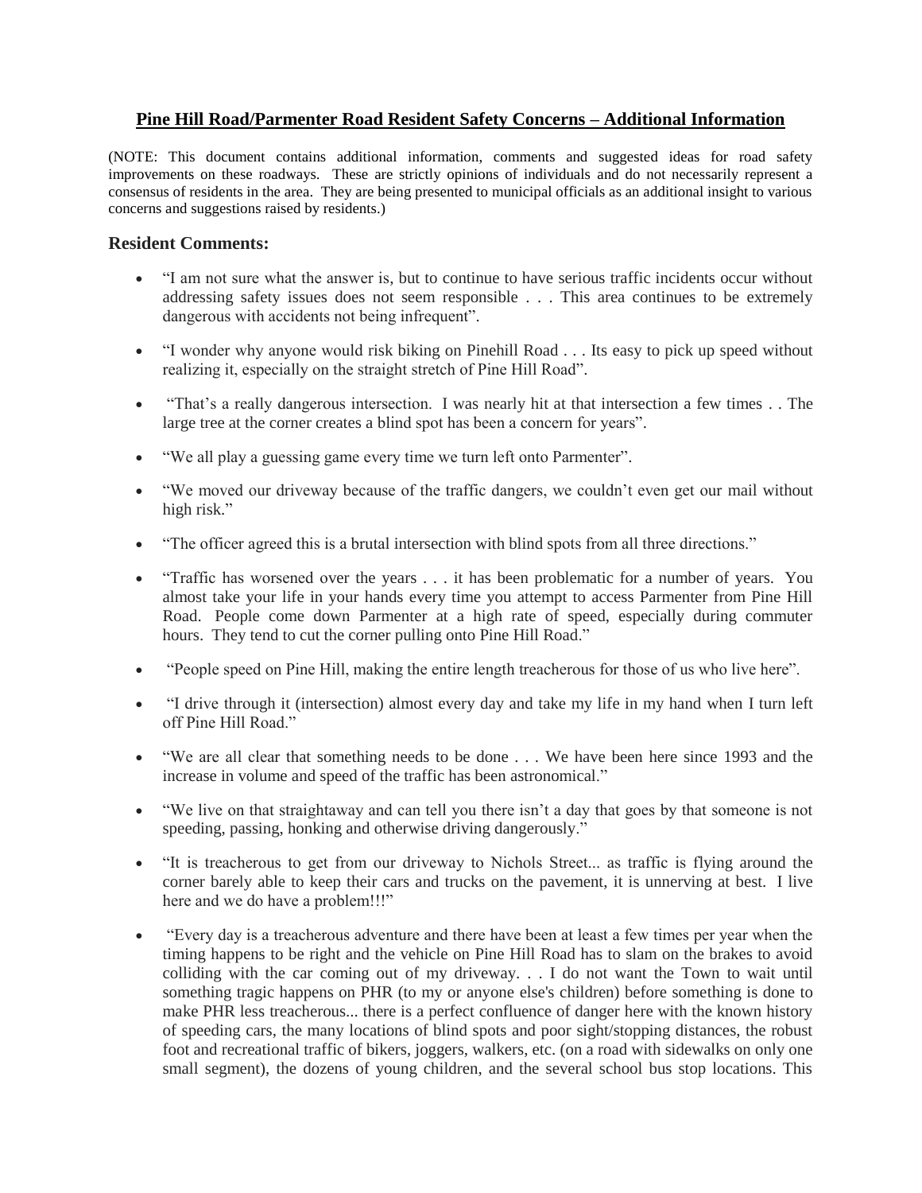# **Pine Hill Road/Parmenter Road Resident Safety Concerns – Additional Information**

(NOTE: This document contains additional information, comments and suggested ideas for road safety improvements on these roadways. These are strictly opinions of individuals and do not necessarily represent a consensus of residents in the area. They are being presented to municipal officials as an additional insight to various concerns and suggestions raised by residents.)

## Resident Comments:

- "I am not sure what the answer is, but to continue to have serious traffic incidents occur without addressing safety issues does not seem responsible . . . This area continues to be extremely dangerous with accidents not being infrequent".
- "I wonder why anyone would risk biking on Pinehill Road . . . Its easy to pick up speed without realizing it, especially on the straight stretch of Pine Hill Road".
- "That's a really dangerous intersection. I was nearly hit at that intersection a few times . . The large tree at the corner creates a blind spot has been a concern for years".
- "We all play a guessing game every time we turn left onto Parmenter".
- "We moved our driveway because of the traffic dangers, we couldn't even get our mail without high risk."
- "The officer agreed this is a brutal intersection with blind spots from all three directions."
- "Traffic has worsened over the years . . . it has been problematic for a number of years. You almost take your life in your hands every time you attempt to access Parmenter from Pine Hill Road. People come down Parmenter at a high rate of speed, especially during commuter hours. They tend to cut the corner pulling onto Pine Hill Road."
- "People speed on Pine Hill, making the entire length treacherous for those of us who live here".
- "I drive through it (intersection) almost every day and take my life in my hand when I turn left off Pine Hill Road."
- "We are all clear that something needs to be done . . . We have been here since 1993 and the increase in volume and speed of the traffic has been astronomical."
- "We live on that straightaway and can tell you there isn't a day that goes by that someone is not speeding, passing, honking and otherwise driving dangerously."
- "It is treacherous to get from our driveway to Nichols Street... as traffic is flying around the corner barely able to keep their cars and trucks on the pavement, it is unnerving at best. I live here and we do have a problem!!!"
- "Every day is a treacherous adventure and there have been at least a few times per year when the timing happens to be right and the vehicle on Pine Hill Road has to slam on the brakes to avoid colliding with the car coming out of my driveway. . . I do not want the Town to wait until something tragic happens on PHR (to my or anyone else's children) before something is done to make PHR less treacherous... there is a perfect confluence of danger here with the known history of speeding cars, the many locations of blind spots and poor sight/stopping distances, the robust foot and recreational traffic of bikers, joggers, walkers, etc. (on a road with sidewalks on only one small segment), the dozens of young children, and the several school bus stop locations. This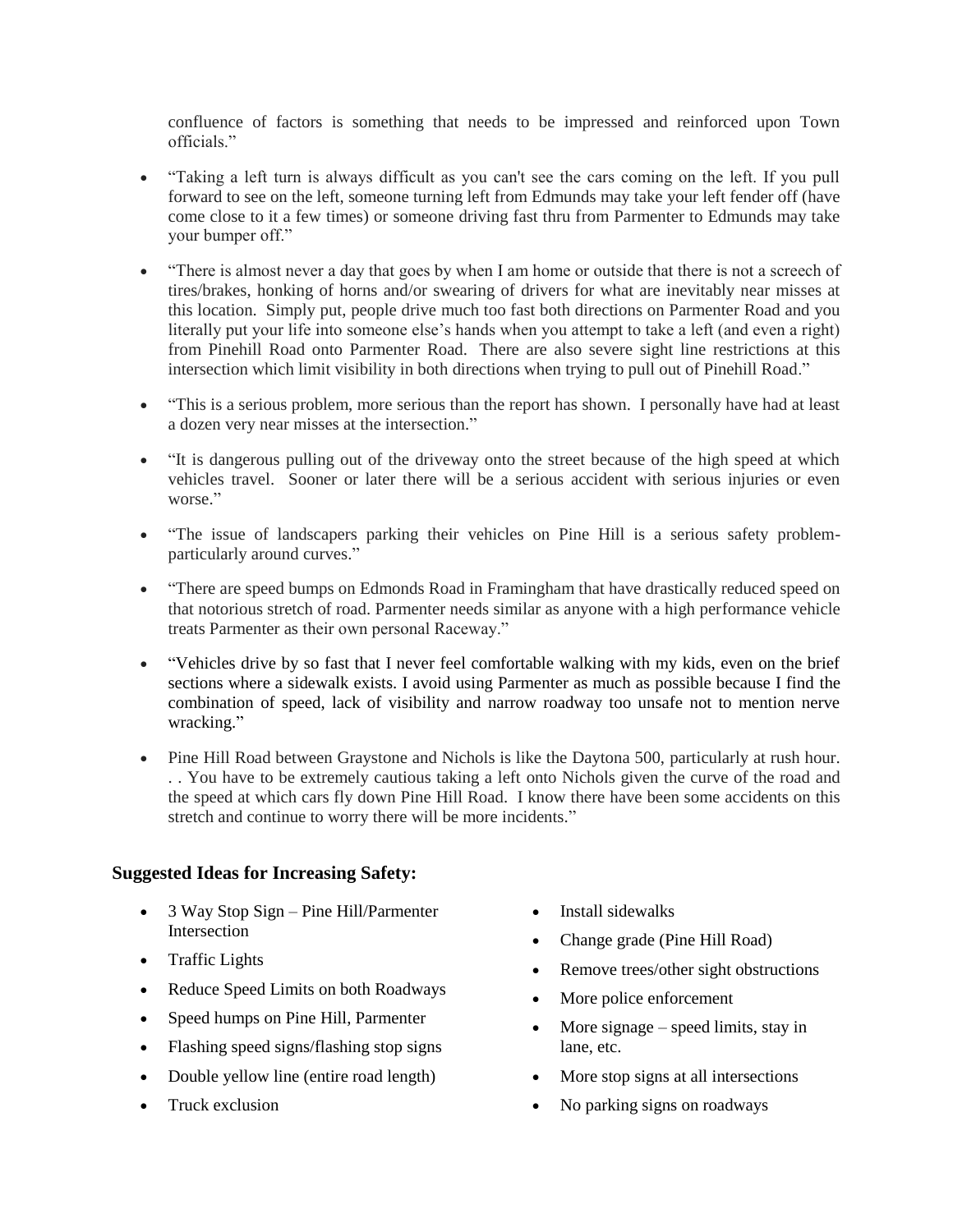confluence of factors is something that needs to be impressed and reinforced upon Town officials."

- "Taking a left turn is always difficult as you can't see the cars coming on the left. If you pull forward to see on the left, someone turning left from Edmunds may take your left fender off (have come close to it a few times) or someone driving fast thru from Parmenter to Edmunds may take your bumper off."
- "There is almost never a day that goes by when I am home or outside that there is not a screech of tires/brakes, honking of horns and/or swearing of drivers for what are inevitably near misses at this location. Simply put, people drive much too fast both directions on Parmenter Road and you literally put your life into someone else's hands when you attempt to take a left (and even a right) from Pinehill Road onto Parmenter Road. There are also severe sight line restrictions at this intersection which limit visibility in both directions when trying to pull out of Pinehill Road."
- "This is a serious problem, more serious than the report has shown. I personally have had at least a dozen very near misses at the intersection."
- "It is dangerous pulling out of the driveway onto the street because of the high speed at which vehicles travel. Sooner or later there will be a serious accident with serious injuries or even worse."
- "The issue of landscapers parking their vehicles on Pine Hill is a serious safety problem- particularly around curves."
- "There are speed bumps on Edmonds Road in Framingham that have drastically reduced speed on that notorious stretch of road. Parmenter needs similar as anyone with a high performance vehicle treats Parmenter as their own personal Raceway."
- "Vehicles drive by so fast that I never feel comfortable walking with my kids, even on the brief sections where a sidewalk exists. I avoid using Parmenter as much as possible because I find the combination of speed, lack of visibility and narrow roadway too unsafe not to mention nerve wracking."
- Pine Hill Road between Graystone and Nichols is like the Daytona 500, particularly at rush hour. . . You have to be extremely cautious taking a left onto Nichols given the curve of the road and the speed at which cars fly down Pine Hill Road. I know there have been some accidents on this stretch and continue to worry there will be more incidents."

### Suggested Ideas for Increasing Safety:

- 3 Way Stop Sign – Pine Hill/Parmenter Intersection
- Traffic Lights
- Reduce Speed Limits on both Roadways
- Speed humps on Pine Hill, Parmenter
- Flashing speed signs/flashing stop signs
- Double yellow line (entire road length)
- Truck exclusion
- Install sidewalks
- Change grade (Pine Hill Road)
- Remove trees/other sight obstructions
- More police enforcement
- More signage – speed limits, stay in lane, etc.
- More stop signs at all intersections
- No parking signs on roadways